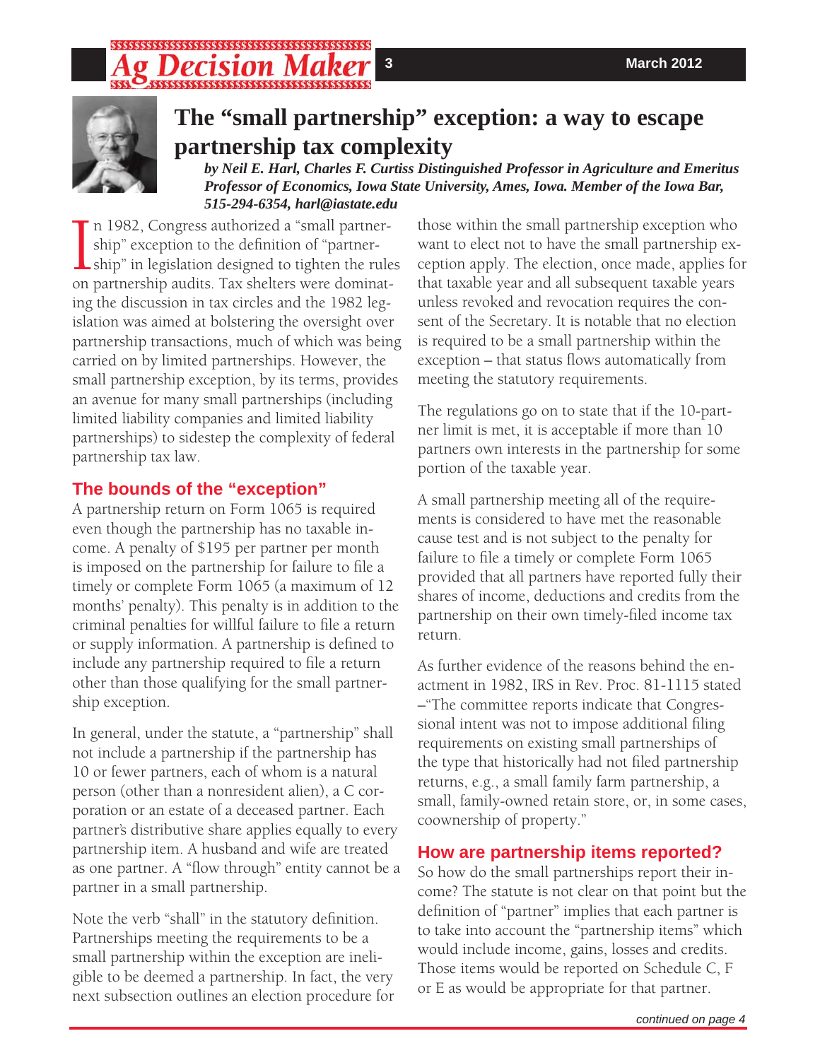# The "small partnership" exception: a way to escape partnership tax complexity

***by Neil E. Harl, Charles F. Curtiss Distinguished Professor in Agriculture and Emeritus Professor of Economics, Iowa State University, Ames, Iowa. Member of the Iowa Bar, 515-294-6354, harl@iastate.edu***

In 1982, Congress authorized a "small partnership" exception to the definition of "partnership" in legislation designed to tighten the rules on partnership audits. Tax shelters were dominating the discussion in tax circles and the 1982 legislation was aimed at bolstering the oversight over partnership transactions, much of which was being carried on by limited partnerships. However, the small partnership exception, by its terms, provides an avenue for many small partnerships (including limited liability companies and limited liability partnerships) to sidestep the complexity of federal partnership tax law.

## The bounds of the "exception"

A partnership return on Form 1065 is required even though the partnership has no taxable income. A penalty of $195 per partner per month is imposed on the partnership for failure to file a timely or complete Form 1065 (a maximum of 12 months' penalty). This penalty is in addition to the criminal penalties for willful failure to file a return or supply information. A partnership is defined to include any partnership required to file a return other than those qualifying for the small partnership exception.

In general, under the statute, a "partnership" shall not include a partnership if the partnership has 10 or fewer partners, each of whom is a natural person (other than a nonresident alien), a C corporation or an estate of a deceased partner. Each partner's distributive share applies equally to every partnership item. A husband and wife are treated as one partner. A "flow through" entity cannot be a partner in a small partnership.

Note the verb "shall" in the statutory definition. Partnerships meeting the requirements to be a small partnership within the exception are ineligible to be deemed a partnership. In fact, the very next subsection outlines an election procedure for those within the small partnership exception who want to elect not to have the small partnership exception apply. The election, once made, applies for that taxable year and all subsequent taxable years unless revoked and revocation requires the consent of the Secretary. It is notable that no election is required to be a small partnership within the exception – that status flows automatically from meeting the statutory requirements.

The regulations go on to state that if the 10-partner limit is met, it is acceptable if more than 10 partners own interests in the partnership for some portion of the taxable year.

A small partnership meeting all of the requirements is considered to have met the reasonable cause test and is not subject to the penalty for failure to file a timely or complete Form 1065 provided that all partners have reported fully their shares of income, deductions and credits from the partnership on their own timely-filed income tax return.

As further evidence of the reasons behind the enactment in 1982, IRS in Rev. Proc. 81-1115 stated –"The committee reports indicate that Congressional intent was not to impose additional filing requirements on existing small partnerships of the type that historically had not filed partnership returns, e.g., a small family farm partnership, a small, family-owned retain store, or, in some cases, coownership of property."

## How are partnership items reported?

So how do the small partnerships report their income? The statute is not clear on that point but the definition of "partner" implies that each partner is to take into account the "partnership items" which would include income, gains, losses and credits. Those items would be reported on Schedule C, F or E as would be appropriate for that partner.

*continued on page 4*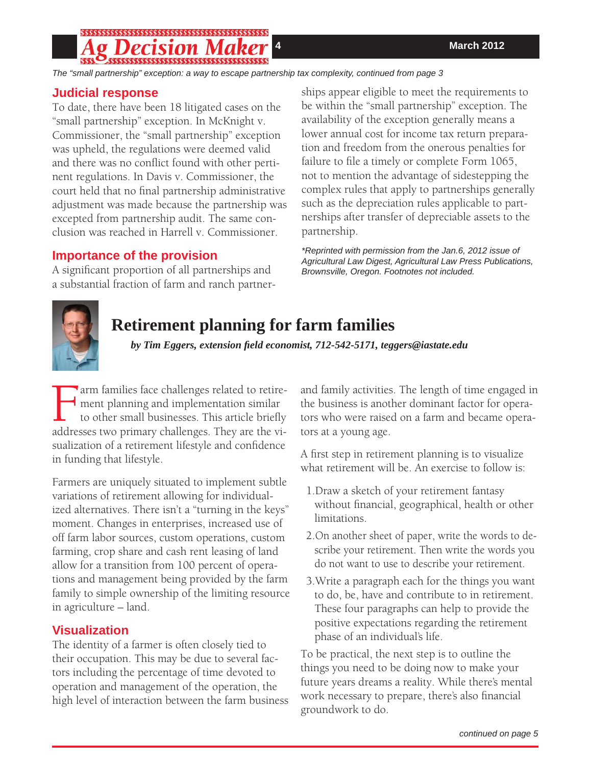*The "small partnership" exception: a way to escape partnership tax complexity, continued from page 3*

### Judicial response

To date, there have been 18 litigated cases on the "small partnership" exception. In McKnight v. Commissioner, the "small partnership" exception was upheld, the regulations were deemed valid and there was no conflict found with other pertinent regulations. In Davis v. Commissioner, the court held that no final partnership administrative adjustment was made because the partnership was excepted from partnership audit. The same conclusion was reached in Harrell v. Commissioner.

### Importance of the provision

A significant proportion of all partnerships and a substantial fraction of farm and ranch partnerships appear eligible to meet the requirements to be within the "small partnership" exception. The availability of the exception generally means a lower annual cost for income tax return preparation and freedom from the onerous penalties for failure to file a timely or complete Form 1065, not to mention the advantage of sidestepping the complex rules that apply to partnerships generally such as the depreciation rules applicable to partnerships after transfer of depreciable assets to the partnership.

*\*Reprinted with permission from the Jan.6, 2012 issue of Agricultural Law Digest, Agricultural Law Press Publications, Brownsville, Oregon. Footnotes not included.*

# Retirement planning for farm families

***by Tim Eggers, extension field economist, 712-542-5171, teggers@iastate.edu***

Farm families face challenges related to retirement planning and implementation similar to other small businesses. This article briefly addresses two primary challenges. They are the visualization of a retirement lifestyle and confidence in funding that lifestyle.

Farmers are uniquely situated to implement subtle variations of retirement allowing for individualized alternatives. There isn't a "turning in the keys" moment. Changes in enterprises, increased use of off farm labor sources, custom operations, custom farming, crop share and cash rent leasing of land allow for a transition from 100 percent of operations and management being provided by the farm family to simple ownership of the limiting resource in agriculture – land.

### Visualization

The identity of a farmer is often closely tied to their occupation. This may be due to several factors including the percentage of time devoted to operation and management of the operation, the high level of interaction between the farm business and family activities. The length of time engaged in the business is another dominant factor for operators who were raised on a farm and became operators at a young age.

A first step in retirement planning is to visualize what retirement will be. An exercise to follow is:

1. Draw a sketch of your retirement fantasy without financial, geographical, health or other limitations.
2. On another sheet of paper, write the words to describe your retirement. Then write the words you do not want to use to describe your retirement.
3. Write a paragraph each for the things you want to do, be, have and contribute to in retirement. These four paragraphs can help to provide the positive expectations regarding the retirement phase of an individual's life.

To be practical, the next step is to outline the things you need to be doing now to make your future years dreams a reality. While there's mental work necessary to prepare, there's also financial groundwork to do.

*continued on page 5*